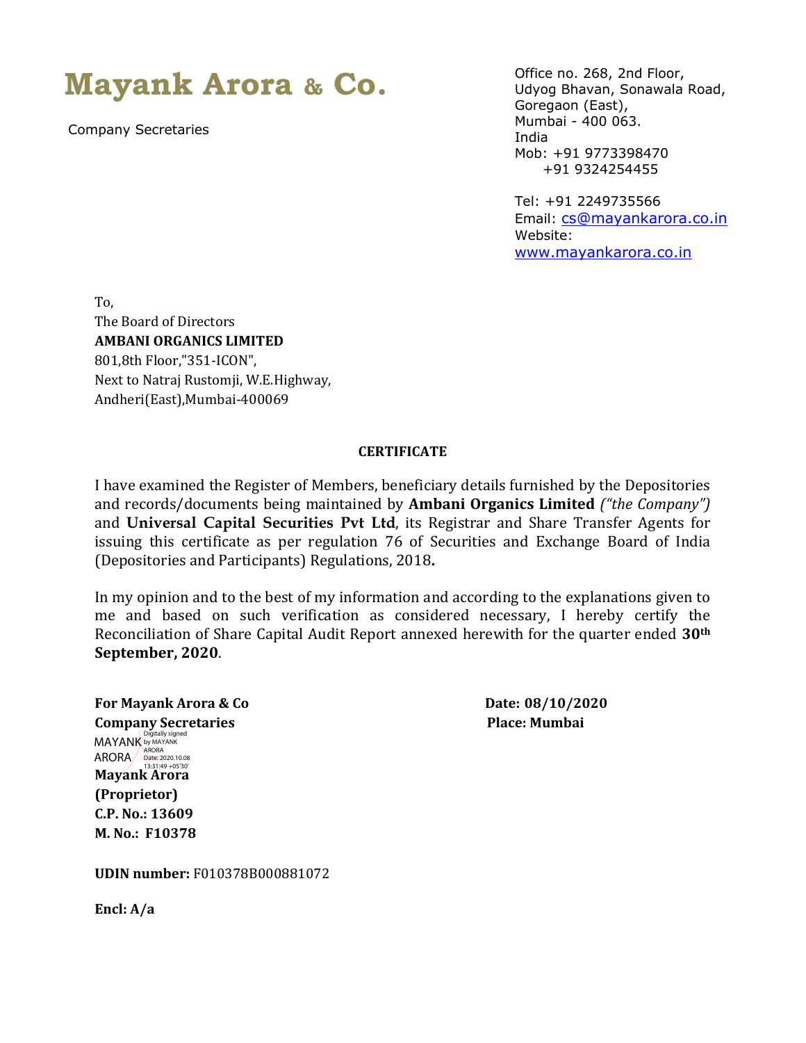# Mayank Arora & Co.

Company Secretaries

Office no. 268, 2nd Floor,
Udyog Bhavan, Sonawala Road,
Goregaon (East),
Mumbai - 400 063.
India
Mob: +91 9773398470
+91 9324254455

Tel: +91 2249735566
Email: cs@mayankarora.co.in
Website:
www.mayankarora.co.in

To,
The Board of Directors
**AMBANI ORGANICS LIMITED**
801,8th Floor,"351-ICON",
Next to Natraj Rustomji, W.E.Highway,
Andheri(East),Mumbai-400069

**CERTIFICATE**

I have examined the Register of Members, beneficiary details furnished by the Depositories and records/documents being maintained by **Ambani Organics Limited** *("the Company")* and **Universal Capital Securities Pvt Ltd**, its Registrar and Share Transfer Agents for issuing this certificate as per regulation 76 of Securities and Exchange Board of India (Depositories and Participants) Regulations, 2018**.**

In my opinion and to the best of my information and according to the explanations given to me and based on such verification as considered necessary, I hereby certify the Reconciliation of Share Capital Audit Report annexed herewith for the quarter ended **30th September, 2020**.

**For Mayank Arora & Co**
**Company Secretaries**

MAYANK ARORA
Digitally signed by MAYANK ARORA
Date: 2020.10.08 13:31:49 +05'30'

**Mayank Arora**
**(Proprietor)**
**C.P. No.: 13609**
**M. No.: F10378**

**Date: 08/10/2020**
**Place: Mumbai**

**UDIN number:** F010378B000881072

**Encl: A/a**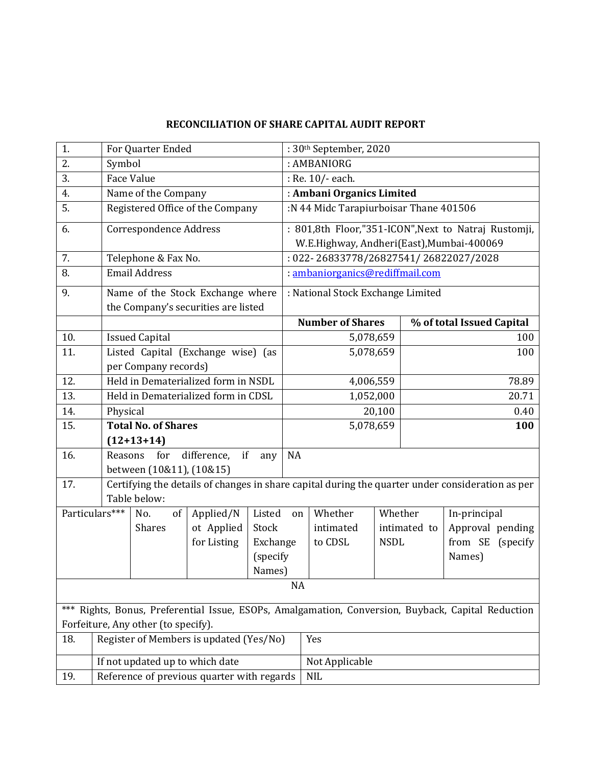## RECONCILIATION OF SHARE CAPITAL AUDIT REPORT

| | | | |
|---|---|---|---|
| 1. | For Quarter Ended | : 30th September, 2020 | |
| 2. | Symbol | : AMBANIORG | |
| 3. | Face Value | : Re. 10/- each. | |
| 4. | Name of the Company | : **Ambani Organics Limited** | |
| 5. | Registered Office of the Company | :N 44 Midc Tarapiurboisar Thane 401506 | |
| 6. | Correspondence Address | : 801,8th Floor,"351-ICON",Next to Natraj Rustomji, W.E.Highway, Andheri(East),Mumbai-400069 | |
| 7. | Telephone & Fax No. | : 022- 26833778/26827541/ 26822027/2028 | |
| 8. | Email Address | : ambaniorganics@rediffmail.com | |
| 9. | Name of the Stock Exchange where the Company's securities are listed | : National Stock Exchange Limited | |
| | | **Number of Shares** | **% of total Issued Capital** |
| 10. | Issued Capital | 5,078,659 | 100 |
| 11. | Listed Capital (Exchange wise) (as per Company records) | 5,078,659 | 100 |
| 12. | Held in Dematerialized form in NSDL | 4,006,559 | 78.89 |
| 13. | Held in Dematerialized form in CDSL | 1,052,000 | 20.71 |
| 14. | Physical | 20,100 | 0.40 |
| 15. | **Total No. of Shares (12+13+14)** | 5,078,659 | **100** |
| 16. | Reasons for difference, if any between (10&11), (10&15) | NA | |
| 17. | Certifying the details of changes in share capital during the quarter under consideration as per Table below: | | |

| Particulars*** | No. of Shares | Applied/Not Applied for Listing | Listed on Stock Exchange (specify Names) | Whether intimated to CDSL | Whether intimated to NSDL | In-principal Approval pending from SE (specify Names) |
|---|---|---|---|---|---|---|
| NA | | | | | | |

*** Rights, Bonus, Preferential Issue, ESOPs, Amalgamation, Conversion, Buyback, Capital Reduction Forfeiture, Any other (to specify).

| | | |
|---|---|---|
| 18. | Register of Members is updated (Yes/No) | Yes |
| | If not updated up to which date | Not Applicable |
| 19. | Reference of previous quarter with regards | NIL |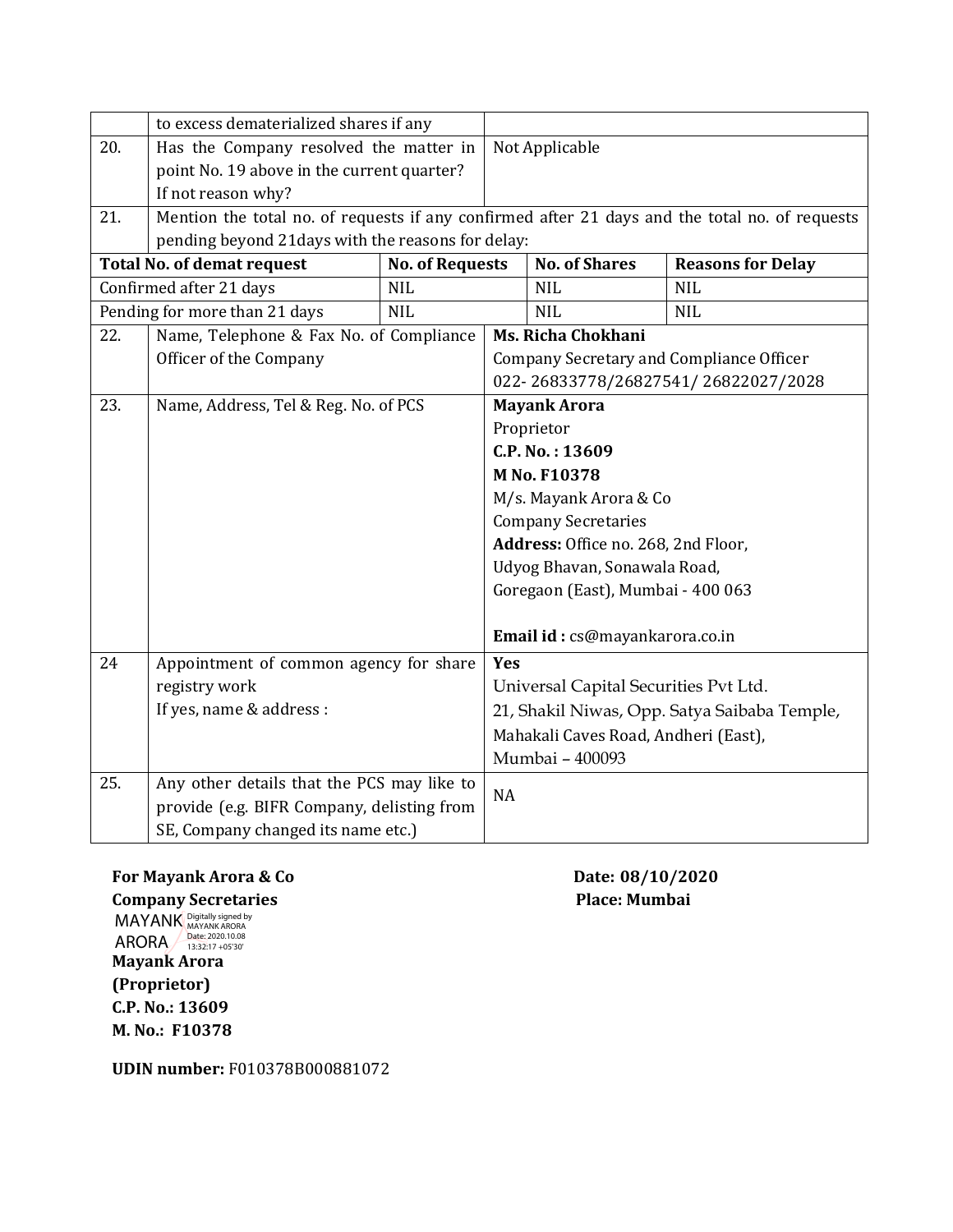| | | |
|---|---|---|
| | to excess dematerialized shares if any | |
| 20. | Has the Company resolved the matter in point No. 19 above in the current quarter? If not reason why? | Not Applicable |
| 21. | Mention the total no. of requests if any confirmed after 21 days and the total no. of requests pending beyond 21days with the reasons for delay: | |

| Total No. of demat request | No. of Requests | No. of Shares | Reasons for Delay |
|---|---|---|---|
| Confirmed after 21 days | NIL | NIL | NIL |
| Pending for more than 21 days | NIL | NIL | NIL |

| | | |
|---|---|---|
| 22. | Name, Telephone & Fax No. of Compliance Officer of the Company | **Ms. Richa Chokhani**<br>Company Secretary and Compliance Officer<br>022- 26833778/26827541/ 26822027/2028 |
| 23. | Name, Address, Tel & Reg. No. of PCS | **Mayank Arora**<br>Proprietor<br>**C.P. No. : 13609**<br>**M No. F10378**<br>M/s. Mayank Arora & Co<br>Company Secretaries<br>**Address:** Office no. 268, 2nd Floor, Udyog Bhavan, Sonawala Road, Goregaon (East), Mumbai - 400 063<br><br>**Email id :** cs@mayankarora.co.in |
| 24 | Appointment of common agency for share registry work<br>If yes, name & address : | **Yes**<br>Universal Capital Securities Pvt Ltd.<br>21, Shakil Niwas, Opp. Satya Saibaba Temple, Mahakali Caves Road, Andheri (East), Mumbai – 400093 |
| 25. | Any other details that the PCS may like to provide (e.g. BIFR Company, delisting from SE, Company changed its name etc.) | NA |

**For Mayank Arora & Co**
**Company Secretaries**

MAYANK ARORA
Digitally signed by MAYANK ARORA
Date: 2020.10.08 13:32:17 +05'30'

**Mayank Arora**
**(Proprietor)**
**C.P. No.: 13609**
**M. No.: F10378**

**Date: 08/10/2020**
**Place: Mumbai**

**UDIN number:** F010378B000881072